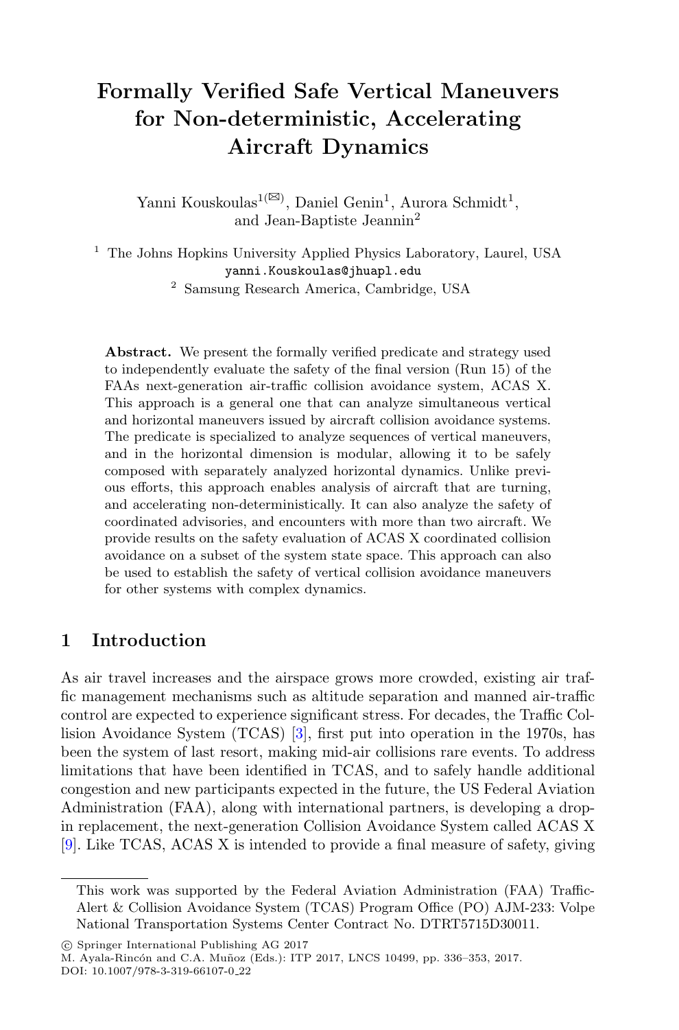# Formally Verified Safe Vertical Maneuvers for Non-deterministic, Accelerating Aircraft Dynamics

Yanni Kouskoulas[1(✉)], Daniel Genin[1], Aurora Schmidt[1], and Jean-Baptiste Jeannin[2]

[1] The Johns Hopkins University Applied Physics Laboratory, Laurel, USA
yanni.Kouskoulas@jhuapl.edu

[2] Samsung Research America, Cambridge, USA

**Abstract.** We present the formally verified predicate and strategy used to independently evaluate the safety of the final version (Run 15) of the FAAs next-generation air-traffic collision avoidance system, ACAS X. This approach is a general one that can analyze simultaneous vertical and horizontal maneuvers issued by aircraft collision avoidance systems. The predicate is specialized to analyze sequences of vertical maneuvers, and in the horizontal dimension is modular, allowing it to be safely composed with separately analyzed horizontal dynamics. Unlike previous efforts, this approach enables analysis of aircraft that are turning, and accelerating non-deterministically. It can also analyze the safety of coordinated advisories, and encounters with more than two aircraft. We provide results on the safety evaluation of ACAS X coordinated collision avoidance on a subset of the system state space. This approach can also be used to establish the safety of vertical collision avoidance maneuvers for other systems with complex dynamics.

## 1 Introduction

As air travel increases and the airspace grows more crowded, existing air traffic management mechanisms such as altitude separation and manned air-traffic control are expected to experience significant stress. For decades, the Traffic Collision Avoidance System (TCAS) [3], first put into operation in the 1970s, has been the system of last resort, making mid-air collisions rare events. To address limitations that have been identified in TCAS, and to safely handle additional congestion and new participants expected in the future, the US Federal Aviation Administration (FAA), along with international partners, is developing a drop-in replacement, the next-generation Collision Avoidance System called ACAS X [9]. Like TCAS, ACAS X is intended to provide a final measure of safety, giving

This work was supported by the Federal Aviation Administration (FAA) Traffic-Alert & Collision Avoidance System (TCAS) Program Office (PO) AJM-233: Volpe National Transportation Systems Center Contract No. DTRT5715D30011.

© Springer International Publishing AG 2017
M. Ayala-Rincón and C.A. Muñoz (Eds.): ITP 2017, LNCS 10499, pp. 336–353, 2017.
DOI: 10.1007/978-3-319-66107-0_22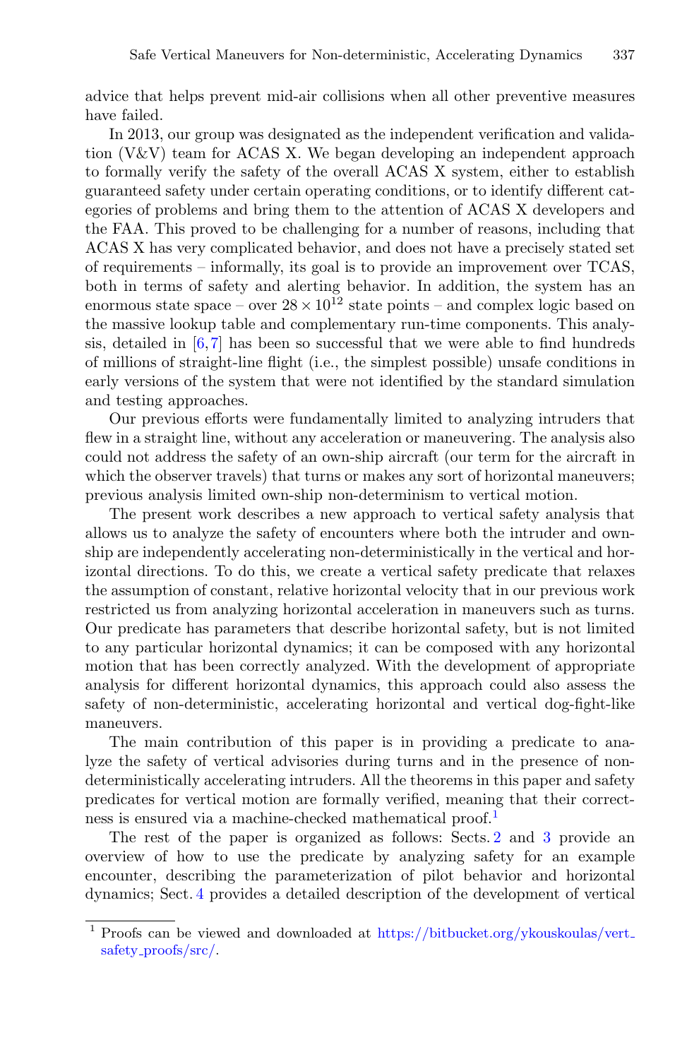advice that helps prevent mid-air collisions when all other preventive measures have failed.

In 2013, our group was designated as the independent verification and validation (V&V) team for ACAS X. We began developing an independent approach to formally verify the safety of the overall ACAS X system, either to establish guaranteed safety under certain operating conditions, or to identify different categories of problems and bring them to the attention of ACAS X developers and the FAA. This proved to be challenging for a number of reasons, including that ACAS X has very complicated behavior, and does not have a precisely stated set of requirements – informally, its goal is to provide an improvement over TCAS, both in terms of safety and alerting behavior. In addition, the system has an enormous state space – over $28 \times 10^{12}$ state points – and complex logic based on the massive lookup table and complementary run-time components. This analysis, detailed in [6,7] has been so successful that we were able to find hundreds of millions of straight-line flight (i.e., the simplest possible) unsafe conditions in early versions of the system that were not identified by the standard simulation and testing approaches.

Our previous efforts were fundamentally limited to analyzing intruders that flew in a straight line, without any acceleration or maneuvering. The analysis also could not address the safety of an own-ship aircraft (our term for the aircraft in which the observer travels) that turns or makes any sort of horizontal maneuvers; previous analysis limited own-ship non-determinism to vertical motion.

The present work describes a new approach to vertical safety analysis that allows us to analyze the safety of encounters where both the intruder and ownship are independently accelerating non-deterministically in the vertical and horizontal directions. To do this, we create a vertical safety predicate that relaxes the assumption of constant, relative horizontal velocity that in our previous work restricted us from analyzing horizontal acceleration in maneuvers such as turns. Our predicate has parameters that describe horizontal safety, but is not limited to any particular horizontal dynamics; it can be composed with any horizontal motion that has been correctly analyzed. With the development of appropriate analysis for different horizontal dynamics, this approach could also assess the safety of non-deterministic, accelerating horizontal and vertical dog-fight-like maneuvers.

The main contribution of this paper is in providing a predicate to analyze the safety of vertical advisories during turns and in the presence of non-deterministically accelerating intruders. All the theorems in this paper and safety predicates for vertical motion are formally verified, meaning that their correctness is ensured via a machine-checked mathematical proof.[1]

The rest of the paper is organized as follows: Sects. 2 and 3 provide an overview of how to use the predicate by analyzing safety for an example encounter, describing the parameterization of pilot behavior and horizontal dynamics; Sect. 4 provides a detailed description of the development of vertical

[1] Proofs can be viewed and downloaded at https://bitbucket.org/ykouskoulas/vert_safety_proofs/src/.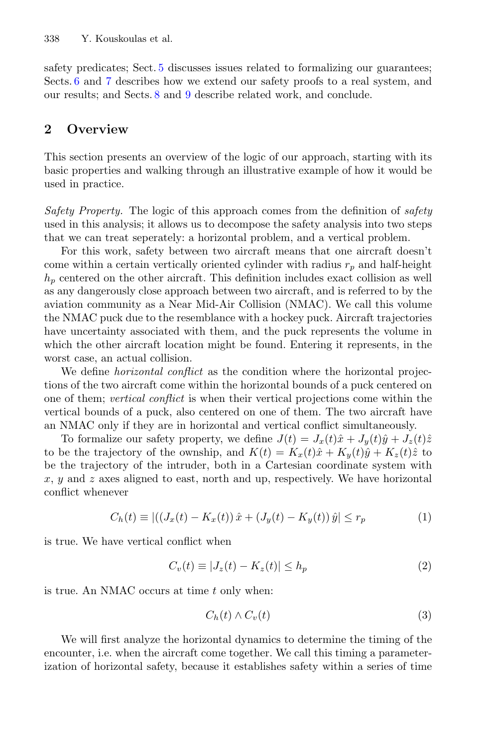safety predicates; Sect. 5 discusses issues related to formalizing our guarantees; Sects. 6 and 7 describes how we extend our safety proofs to a real system, and our results; and Sects. 8 and 9 describe related work, and conclude.

## 2 Overview

This section presents an overview of the logic of our approach, starting with its basic properties and walking through an illustrative example of how it would be used in practice.

*Safety Property.* The logic of this approach comes from the definition of *safety* used in this analysis; it allows us to decompose the safety analysis into two steps that we can treat seperately: a horizontal problem, and a vertical problem.

For this work, safety between two aircraft means that one aircraft doesn't come within a certain vertically oriented cylinder with radius $r_p$ and half-height $h_p$ centered on the other aircraft. This definition includes exact collision as well as any dangerously close approach between two aircraft, and is referred to by the aviation community as a Near Mid-Air Collision (NMAC). We call this volume the NMAC puck due to the resemblance with a hockey puck. Aircraft trajectories have uncertainty associated with them, and the puck represents the volume in which the other aircraft location might be found. Entering it represents, in the worst case, an actual collision.

We define *horizontal conflict* as the condition where the horizontal projections of the two aircraft come within the horizontal bounds of a puck centered on one of them; *vertical conflict* is when their vertical projections come within the vertical bounds of a puck, also centered on one of them. The two aircraft have an NMAC only if they are in horizontal and vertical conflict simultaneously.

To formalize our safety property, we define $J(t) = J_x(t)\hat{x} + J_y(t)\hat{y} + J_z(t)\hat{z}$ to be the trajectory of the ownship, and $K(t) = K_x(t)\hat{x} + K_y(t)\hat{y} + K_z(t)\hat{z}$ to be the trajectory of the intruder, both in a Cartesian coordinate system with $x$, $y$ and $z$ axes aligned to east, north and up, respectively. We have horizontal conflict whenever

$$C_h(t) \equiv |((J_x(t) - K_x(t))\,\hat{x} + (J_y(t) - K_y(t))\,\hat{y}| \leq r_p \tag{1}$$

is true. We have vertical conflict when

$$C_v(t) \equiv |J_z(t) - K_z(t)| \leq h_p \tag{2}$$

is true. An NMAC occurs at time $t$ only when:

$$C_h(t) \wedge C_v(t) \tag{3}$$

We will first analyze the horizontal dynamics to determine the timing of the encounter, i.e. when the aircraft come together. We call this timing a parameterization of horizontal safety, because it establishes safety within a series of time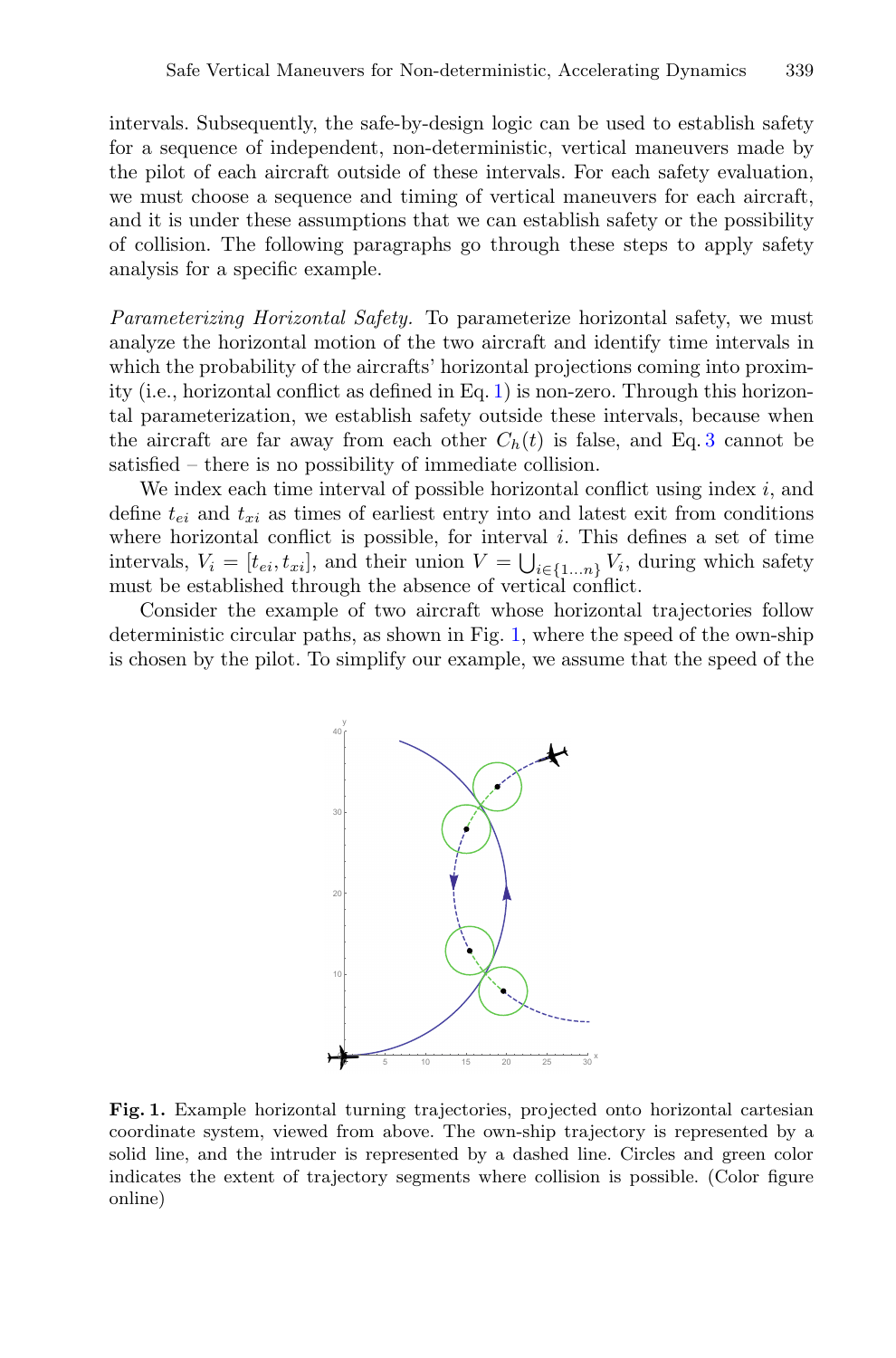intervals. Subsequently, the safe-by-design logic can be used to establish safety for a sequence of independent, non-deterministic, vertical maneuvers made by the pilot of each aircraft outside of these intervals. For each safety evaluation, we must choose a sequence and timing of vertical maneuvers for each aircraft, and it is under these assumptions that we can establish safety or the possibility of collision. The following paragraphs go through these steps to apply safety analysis for a specific example.

*Parameterizing Horizontal Safety.* To parameterize horizontal safety, we must analyze the horizontal motion of the two aircraft and identify time intervals in which the probability of the aircrafts' horizontal projections coming into proximity (i.e., horizontal conflict as defined in Eq. 1) is non-zero. Through this horizontal parameterization, we establish safety outside these intervals, because when the aircraft are far away from each other $C_h(t)$ is false, and Eq. 3 cannot be satisfied – there is no possibility of immediate collision.

We index each time interval of possible horizontal conflict using index $i$, and define $t_{ei}$ and $t_{xi}$ as times of earliest entry into and latest exit from conditions where horizontal conflict is possible, for interval $i$. This defines a set of time intervals, $V_i = [t_{ei}, t_{xi}]$, and their union $V = \bigcup_{i \in \{1...n\}} V_i$, during which safety must be established through the absence of vertical conflict.

Consider the example of two aircraft whose horizontal trajectories follow deterministic circular paths, as shown in Fig. 1, where the speed of the own-ship is chosen by the pilot. To simplify our example, we assume that the speed of the

**Fig. 1.** Example horizontal turning trajectories, projected onto horizontal cartesian coordinate system, viewed from above. The own-ship trajectory is represented by a solid line, and the intruder is represented by a dashed line. Circles and green color indicates the extent of trajectory segments where collision is possible. (Color figure online)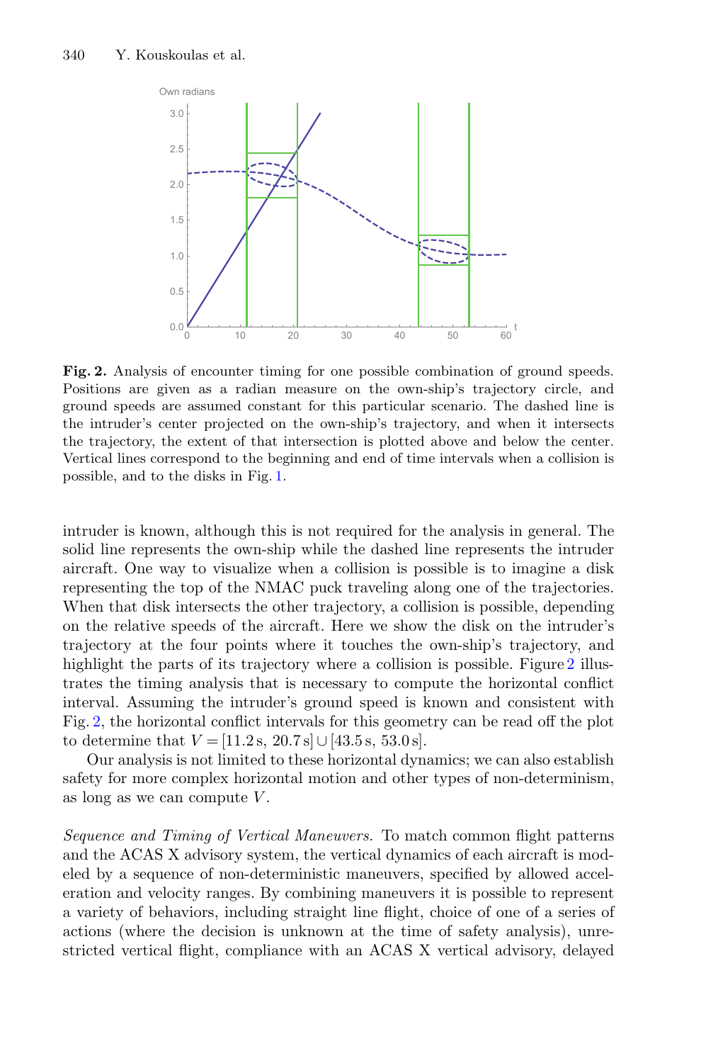Own radians

3.0

2.5

2.0

1.5

1.0

0.5

0.0

0 10 20 30 40 50 60 t

**Fig. 2.** Analysis of encounter timing for one possible combination of ground speeds. Positions are given as a radian measure on the own-ship's trajectory circle, and ground speeds are assumed constant for this particular scenario. The dashed line is the intruder's center projected on the own-ship's trajectory, and when it intersects the trajectory, the extent of that intersection is plotted above and below the center. Vertical lines correspond to the beginning and end of time intervals when a collision is possible, and to the disks in Fig. 1.

intruder is known, although this is not required for the analysis in general. The solid line represents the own-ship while the dashed line represents the intruder aircraft. One way to visualize when a collision is possible is to imagine a disk representing the top of the NMAC puck traveling along one of the trajectories. When that disk intersects the other trajectory, a collision is possible, depending on the relative speeds of the aircraft. Here we show the disk on the intruder's trajectory at the four points where it touches the own-ship's trajectory, and highlight the parts of its trajectory where a collision is possible. Figure 2 illustrates the timing analysis that is necessary to compute the horizontal conflict interval. Assuming the intruder's ground speed is known and consistent with Fig. 2, the horizontal conflict intervals for this geometry can be read off the plot to determine that $V = [11.2\,\text{s},\, 20.7\,\text{s}] \cup [43.5\,\text{s},\, 53.0\,\text{s}]$.

Our analysis is not limited to these horizontal dynamics; we can also establish safety for more complex horizontal motion and other types of non-determinism, as long as we can compute $V$.

*Sequence and Timing of Vertical Maneuvers.* To match common flight patterns and the ACAS X advisory system, the vertical dynamics of each aircraft is modeled by a sequence of non-deterministic maneuvers, specified by allowed acceleration and velocity ranges. By combining maneuvers it is possible to represent a variety of behaviors, including straight line flight, choice of one of a series of actions (where the decision is unknown at the time of safety analysis), unrestricted vertical flight, compliance with an ACAS X vertical advisory, delayed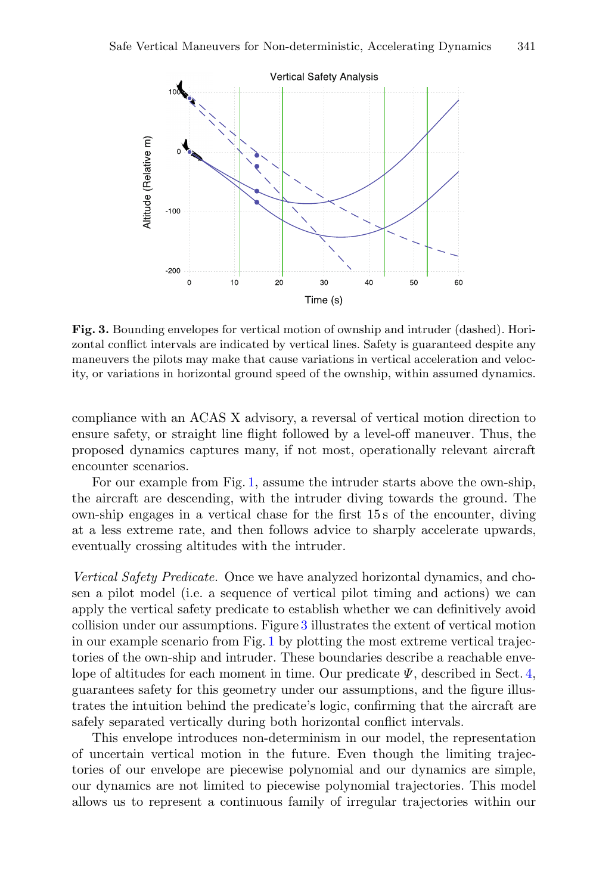Vertical Safety Analysis

100

0

-100

-200

Altitude (Relative m)

0 10 20 30 40 50 60

Time (s)

**Fig. 3.** Bounding envelopes for vertical motion of ownship and intruder (dashed). Horizontal conflict intervals are indicated by vertical lines. Safety is guaranteed despite any maneuvers the pilots may make that cause variations in vertical acceleration and velocity, or variations in horizontal ground speed of the ownship, within assumed dynamics.

compliance with an ACAS X advisory, a reversal of vertical motion direction to ensure safety, or straight line flight followed by a level-off maneuver. Thus, the proposed dynamics captures many, if not most, operationally relevant aircraft encounter scenarios.

For our example from Fig. 1, assume the intruder starts above the own-ship, the aircraft are descending, with the intruder diving towards the ground. The own-ship engages in a vertical chase for the first 15 s of the encounter, diving at a less extreme rate, and then follows advice to sharply accelerate upwards, eventually crossing altitudes with the intruder.

*Vertical Safety Predicate.* Once we have analyzed horizontal dynamics, and chosen a pilot model (i.e. a sequence of vertical pilot timing and actions) we can apply the vertical safety predicate to establish whether we can definitively avoid collision under our assumptions. Figure 3 illustrates the extent of vertical motion in our example scenario from Fig. 1 by plotting the most extreme vertical trajectories of the own-ship and intruder. These boundaries describe a reachable envelope of altitudes for each moment in time. Our predicate $\Psi$, described in Sect. 4, guarantees safety for this geometry under our assumptions, and the figure illustrates the intuition behind the predicate's logic, confirming that the aircraft are safely separated vertically during both horizontal conflict intervals.

This envelope introduces non-determinism in our model, the representation of uncertain vertical motion in the future. Even though the limiting trajectories of our envelope are piecewise polynomial and our dynamics are simple, our dynamics are not limited to piecewise polynomial trajectories. This model allows us to represent a continuous family of irregular trajectories within our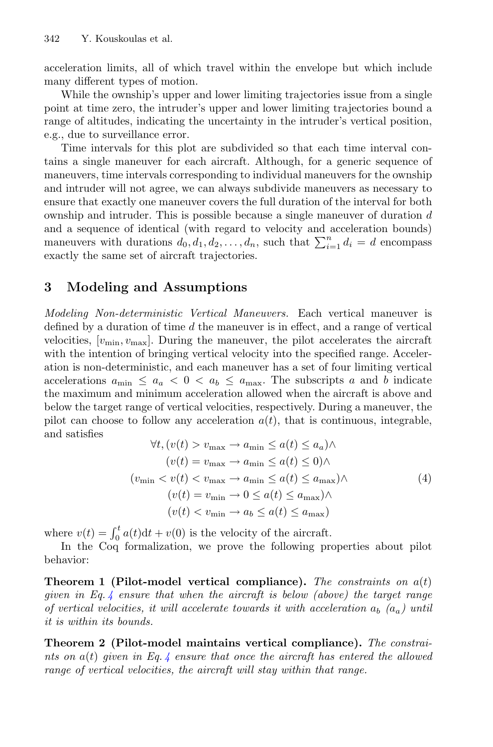acceleration limits, all of which travel within the envelope but which include many different types of motion.

While the ownship's upper and lower limiting trajectories issue from a single point at time zero, the intruder's upper and lower limiting trajectories bound a range of altitudes, indicating the uncertainty in the intruder's vertical position, e.g., due to surveillance error.

Time intervals for this plot are subdivided so that each time interval contains a single maneuver for each aircraft. Although, for a generic sequence of maneuvers, time intervals corresponding to individual maneuvers for the ownship and intruder will not agree, we can always subdivide maneuvers as necessary to ensure that exactly one maneuver covers the full duration of the interval for both ownship and intruder. This is possible because a single maneuver of duration $d$ and a sequence of identical (with regard to velocity and acceleration bounds) maneuvers with durations $d_0, d_1, d_2, \ldots, d_n$, such that $\sum_{i=1}^{n} d_i = d$ encompass exactly the same set of aircraft trajectories.

## 3 Modeling and Assumptions

*Modeling Non-deterministic Vertical Maneuvers.* Each vertical maneuver is defined by a duration of time $d$ the maneuver is in effect, and a range of vertical velocities, $[v_{\min}, v_{\max}]$. During the maneuver, the pilot accelerates the aircraft with the intention of bringing vertical velocity into the specified range. Acceleration is non-deterministic, and each maneuver has a set of four limiting vertical accelerations $a_{\min} \leq a_a < 0 < a_b \leq a_{\max}$. The subscripts $a$ and $b$ indicate the maximum and minimum acceleration allowed when the aircraft is above and below the target range of vertical velocities, respectively. During a maneuver, the pilot can choose to follow any acceleration $a(t)$, that is continuous, integrable, and satisfies

$$
\begin{aligned}
\forall t, (v(t) > v_{\max} &\rightarrow a_{\min} \leq a(t) \leq a_a) \wedge \\
(v(t) = v_{\max} &\rightarrow a_{\min} \leq a(t) \leq 0) \wedge \\
(v_{\min} < v(t) < v_{\max} &\rightarrow a_{\min} \leq a(t) \leq a_{\max}) \wedge \\
(v(t) = v_{\min} &\rightarrow 0 \leq a(t) \leq a_{\max}) \wedge \\
(v(t) < v_{\min} &\rightarrow a_b \leq a(t) \leq a_{\max})
\end{aligned}
\tag{4}
$$

where $v(t) = \int_0^t a(t) \mathrm{d}t + v(0)$ is the velocity of the aircraft.

In the Coq formalization, we prove the following properties about pilot behavior:

**Theorem 1 (Pilot-model vertical compliance).** *The constraints on $a(t)$ given in Eq. 4 ensure that when the aircraft is below (above) the target range of vertical velocities, it will accelerate towards it with acceleration $a_b$ ($a_a$) until it is within its bounds.*

**Theorem 2 (Pilot-model maintains vertical compliance).** *The constraints on $a(t)$ given in Eq. 4 ensure that once the aircraft has entered the allowed range of vertical velocities, the aircraft will stay within that range.*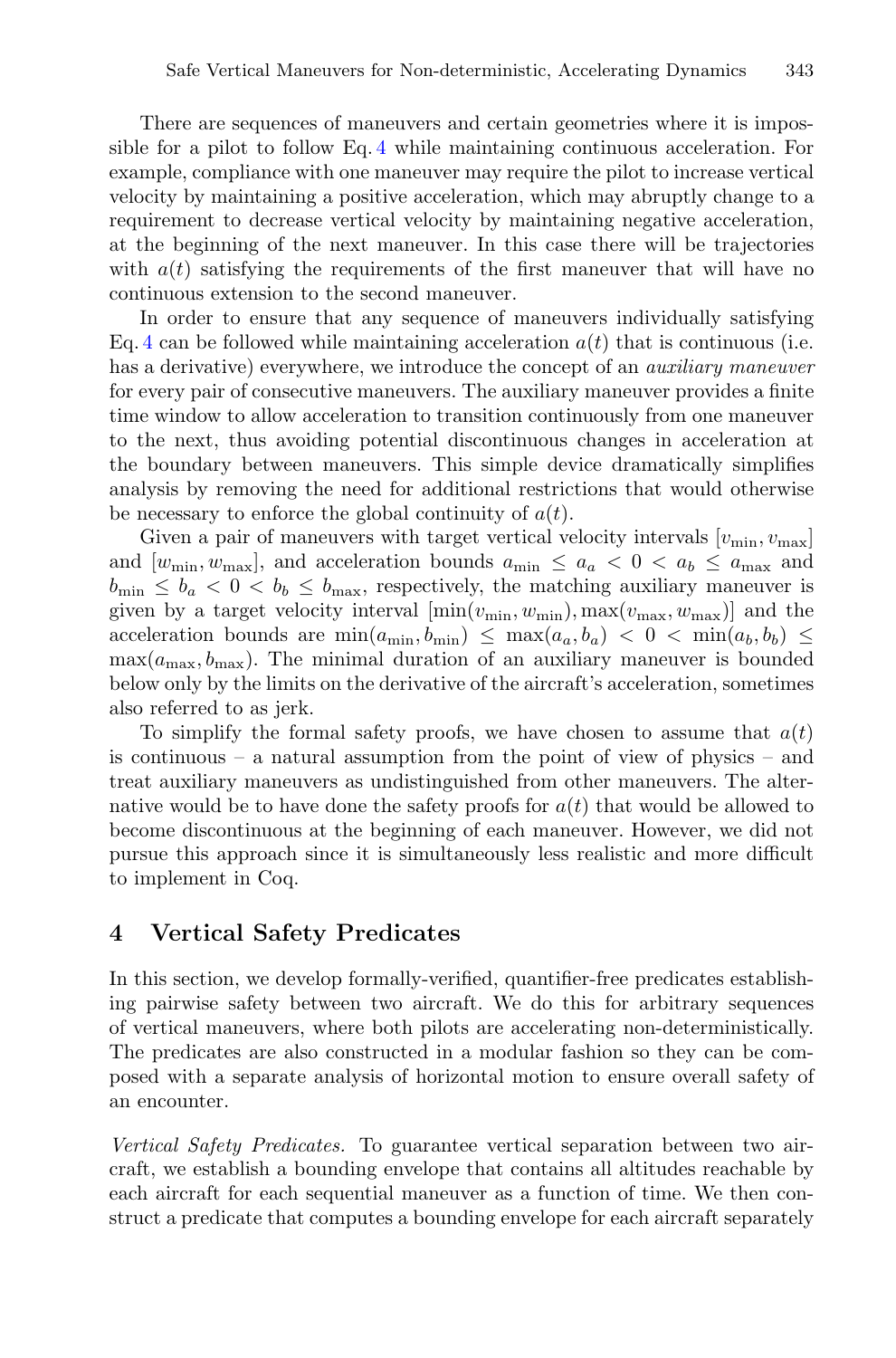There are sequences of maneuvers and certain geometries where it is impossible for a pilot to follow Eq. 4 while maintaining continuous acceleration. For example, compliance with one maneuver may require the pilot to increase vertical velocity by maintaining a positive acceleration, which may abruptly change to a requirement to decrease vertical velocity by maintaining negative acceleration, at the beginning of the next maneuver. In this case there will be trajectories with $a(t)$ satisfying the requirements of the first maneuver that will have no continuous extension to the second maneuver.

In order to ensure that any sequence of maneuvers individually satisfying Eq. 4 can be followed while maintaining acceleration $a(t)$ that is continuous (i.e. has a derivative) everywhere, we introduce the concept of an *auxiliary maneuver* for every pair of consecutive maneuvers. The auxiliary maneuver provides a finite time window to allow acceleration to transition continuously from one maneuver to the next, thus avoiding potential discontinuous changes in acceleration at the boundary between maneuvers. This simple device dramatically simplifies analysis by removing the need for additional restrictions that would otherwise be necessary to enforce the global continuity of $a(t)$.

Given a pair of maneuvers with target vertical velocity intervals $[v_{\max}, v_{\max}]$ and $[w_{\min}, w_{\max}]$, and acceleration bounds $a_{\min} \leq a_a < 0 < a_b \leq a_{\max}$ and $b_{\min} \leq b_a < 0 < b_b \leq b_{\max}$, respectively, the matching auxiliary maneuver is given by a target velocity interval $[\min(v_{\min}, w_{\min}), \max(v_{\max}, w_{\max})]$ and the acceleration bounds are $\min(a_{\min}, b_{\min}) \leq \max(a_a, b_a) < 0 < \min(a_b, b_b) \leq \max(a_{\max}, b_{\max})$. The minimal duration of an auxiliary maneuver is bounded below only by the limits on the derivative of the aircraft's acceleration, sometimes also referred to as jerk.

To simplify the formal safety proofs, we have chosen to assume that $a(t)$ is continuous – a natural assumption from the point of view of physics – and treat auxiliary maneuvers as undistinguished from other maneuvers. The alternative would be to have done the safety proofs for $a(t)$ that would be allowed to become discontinuous at the beginning of each maneuver. However, we did not pursue this approach since it is simultaneously less realistic and more difficult to implement in Coq.

## 4 Vertical Safety Predicates

In this section, we develop formally-verified, quantifier-free predicates establishing pairwise safety between two aircraft. We do this for arbitrary sequences of vertical maneuvers, where both pilots are accelerating non-deterministically. The predicates are also constructed in a modular fashion so they can be composed with a separate analysis of horizontal motion to ensure overall safety of an encounter.

*Vertical Safety Predicates.* To guarantee vertical separation between two aircraft, we establish a bounding envelope that contains all altitudes reachable by each aircraft for each sequential maneuver as a function of time. We then construct a predicate that computes a bounding envelope for each aircraft separately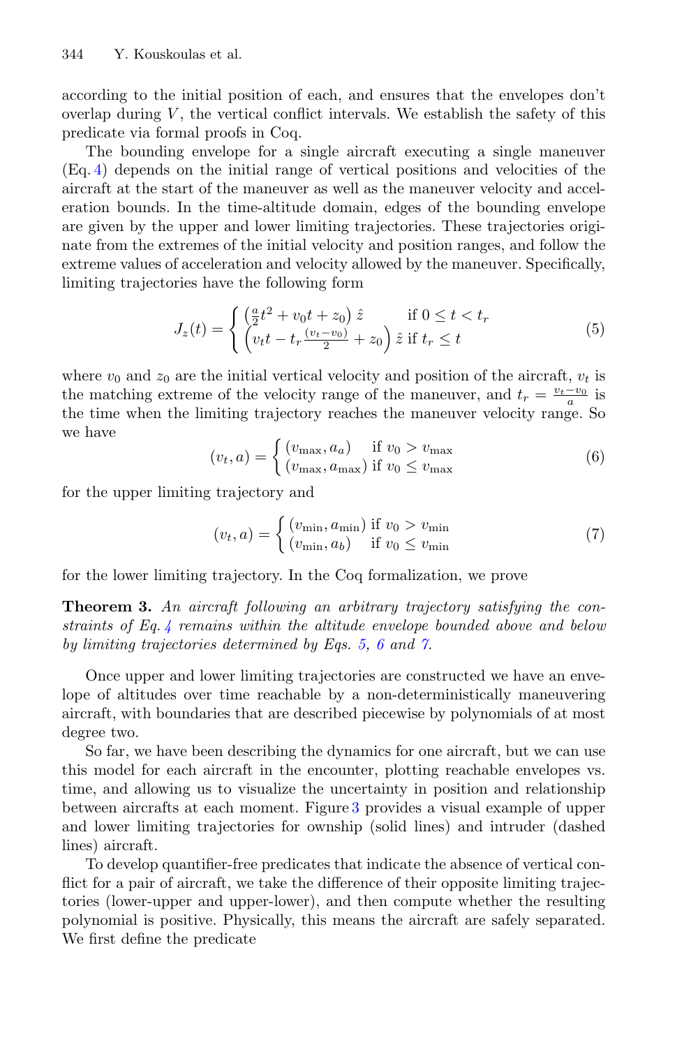according to the initial position of each, and ensures that the envelopes don't overlap during $V$, the vertical conflict intervals. We establish the safety of this predicate via formal proofs in Coq.

The bounding envelope for a single aircraft executing a single maneuver (Eq. 4) depends on the initial range of vertical positions and velocities of the aircraft at the start of the maneuver as well as the maneuver velocity and acceleration bounds. In the time-altitude domain, edges of the bounding envelope are given by the upper and lower limiting trajectories. These trajectories originate from the extremes of the initial velocity and position ranges, and follow the extreme values of acceleration and velocity allowed by the maneuver. Specifically, limiting trajectories have the following form

$$J_z(t) = \begin{cases} \left(\frac{a}{2}t^2 + v_0 t + z_0\right)\hat{z} & \text{if } 0 \le t < t_r \\ \left(v_t t - t_r \frac{(v_t - v_0)}{2} + z_0\right)\hat{z} & \text{if } t_r \le t \end{cases} \tag{5}$$

where $v_0$ and $z_0$ are the initial vertical velocity and position of the aircraft, $v_t$ is the matching extreme of the velocity range of the maneuver, and $t_r = \frac{v_t - v_0}{a}$ is the time when the limiting trajectory reaches the maneuver velocity range. So we have

$$(v_t, a) = \begin{cases} (v_{\max}, a_a) & \text{if } v_0 > v_{\max} \\ (v_{\max}, a_{\max}) & \text{if } v_0 \le v_{\max} \end{cases} \tag{6}$$

for the upper limiting trajectory and

$$(v_t, a) = \begin{cases} (v_{\min}, a_{\min}) & \text{if } v_0 > v_{\min} \\ (v_{\min}, a_b) & \text{if } v_0 \le v_{\min} \end{cases} \tag{7}$$

for the lower limiting trajectory. In the Coq formalization, we prove

**Theorem 3.** *An aircraft following an arbitrary trajectory satisfying the constraints of Eq. 4 remains within the altitude envelope bounded above and below by limiting trajectories determined by Eqs. 5, 6 and 7.*

Once upper and lower limiting trajectories are constructed we have an envelope of altitudes over time reachable by a non-deterministically maneuvering aircraft, with boundaries that are described piecewise by polynomials of at most degree two.

So far, we have been describing the dynamics for one aircraft, but we can use this model for each aircraft in the encounter, plotting reachable envelopes vs. time, and allowing us to visualize the uncertainty in position and relationship between aircrafts at each moment. Figure 3 provides a visual example of upper and lower limiting trajectories for ownship (solid lines) and intruder (dashed lines) aircraft.

To develop quantifier-free predicates that indicate the absence of vertical conflict for a pair of aircraft, we take the difference of their opposite limiting trajectories (lower-upper and upper-lower), and then compute whether the resulting polynomial is positive. Physically, this means the aircraft are safely separated. We first define the predicate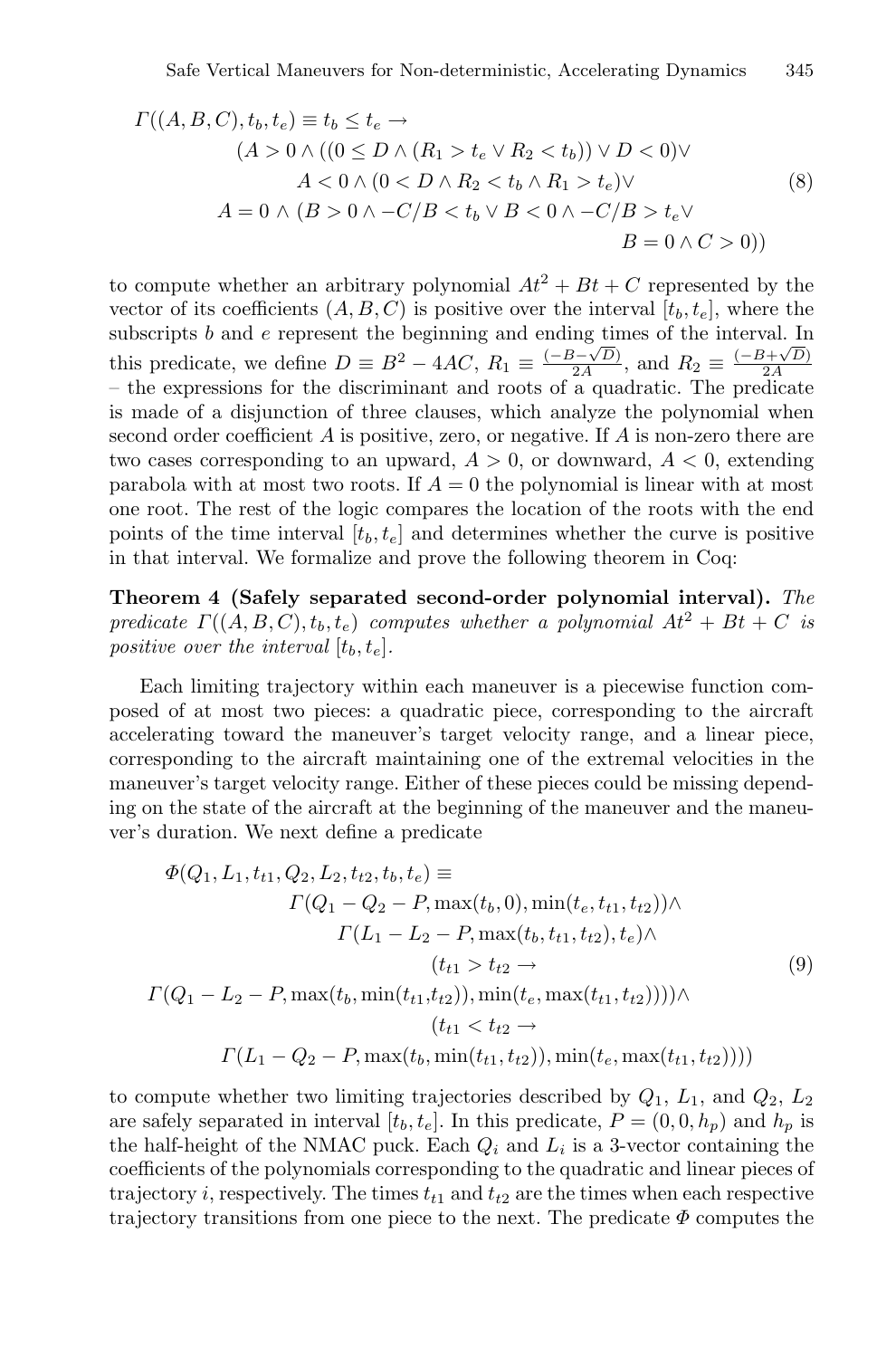$$
\begin{aligned}
\Gamma((A,B,C),t_b,t_e) \equiv\ & t_b \le t_e \rightarrow \\
& (A > 0 \wedge ((0 \le D \wedge (R_1 > t_e \vee R_2 < t_b)) \vee D < 0) \vee \\
& \quad A < 0 \wedge (0 < D \wedge R_2 < t_b \wedge R_1 > t_e) \vee \\
& A = 0 \wedge (B > 0 \wedge -C/B < t_b \vee B < 0 \wedge -C/B > t_e \vee \\
& \qquad\qquad B = 0 \wedge C > 0))
\end{aligned} \tag{8}
$$

to compute whether an arbitrary polynomial $At^2 + Bt + C$ represented by the vector of its coefficients $(A, B, C)$ is positive over the interval $[t_b, t_e]$, where the subscripts $b$ and $e$ represent the beginning and ending times of the interval. In this predicate, we define $D \equiv B^2 - 4AC$, $R_1 \equiv \frac{(-B-\sqrt{D})}{2A}$, and $R_2 \equiv \frac{(-B+\sqrt{D})}{2A}$ – the expressions for the discriminant and roots of a quadratic. The predicate is made of a disjunction of three clauses, which analyze the polynomial when second order coefficient $A$ is positive, zero, or negative. If $A$ is non-zero there are two cases corresponding to an upward, $A > 0$, or downward, $A < 0$, extending parabola with at most two roots. If $A = 0$ the polynomial is linear with at most one root. The rest of the logic compares the location of the roots with the end points of the time interval $[t_b, t_e]$ and determines whether the curve is positive in that interval. We formalize and prove the following theorem in Coq:

**Theorem 4 (Safely separated second-order polynomial interval).** *The predicate $\Gamma((A, B, C), t_b, t_e)$ computes whether a polynomial $At^2 + Bt + C$ is positive over the interval $[t_b, t_e]$.*

Each limiting trajectory within each maneuver is a piecewise function composed of at most two pieces: a quadratic piece, corresponding to the aircraft accelerating toward the maneuver's target velocity range, and a linear piece, corresponding to the aircraft maintaining one of the extremal velocities in the maneuver's target velocity range. Either of these pieces could be missing depending on the state of the aircraft at the beginning of the maneuver and the maneuver's duration. We next define a predicate

$$
\begin{aligned}
\Phi(Q_1, L_1, t_{t1}, Q_2, L_2, t_{t2}, t_b, t_e) \equiv\ & \\
& \Gamma(Q_1 - Q_2 - P, \max(t_b, 0), \min(t_e, t_{t1}, t_{t2})) \wedge \\
& \Gamma(L_1 - L_2 - P, \max(t_b, t_{t1}, t_{t2}), t_e) \wedge \\
& (t_{t1} > t_{t2} \rightarrow \\
\Gamma(Q_1 - L_2 - P, \max(t_b, \min(t_{t1}, t_{t2})), & \min(t_e, \max(t_{t1}, t_{t2})))) \wedge \\
& (t_{t1} < t_{t2} \rightarrow \\
& \Gamma(L_1 - Q_2 - P, \max(t_b, \min(t_{t1}, t_{t2})), \min(t_e, \max(t_{t1}, t_{t2}))))
\end{aligned} \tag{9}
$$

to compute whether two limiting trajectories described by $Q_1$, $L_1$, and $Q_2$, $L_2$ are safely separated in interval $[t_b, t_e]$. In this predicate, $P = (0, 0, h_p)$ and $h_p$ is the half-height of the NMAC puck. Each $Q_i$ and $L_i$ is a 3-vector containing the coefficients of the polynomials corresponding to the quadratic and linear pieces of trajectory $i$, respectively. The times $t_{t1}$ and $t_{t2}$ are the times when each respective trajectory transitions from one piece to the next. The predicate $\Phi$ computes the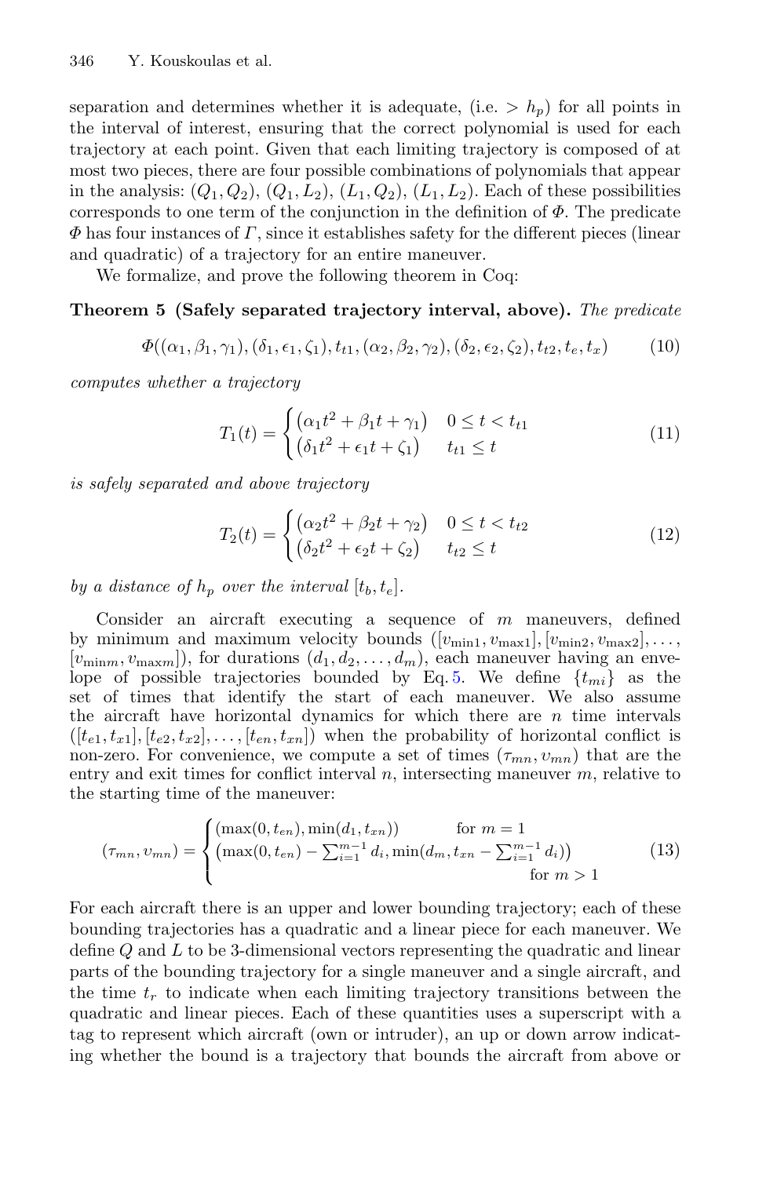separation and determines whether it is adequate, (i.e. $> h_p$) for all points in the interval of interest, ensuring that the correct polynomial is used for each trajectory at each point. Given that each limiting trajectory is composed of at most two pieces, there are four possible combinations of polynomials that appear in the analysis: $(Q_1, Q_2)$, $(Q_1, L_2)$, $(L_1, Q_2)$, $(L_1, L_2)$. Each of these possibilities corresponds to one term of the conjunction in the definition of $\Phi$. The predicate $\Phi$ has four instances of $\Gamma$, since it establishes safety for the different pieces (linear and quadratic) of a trajectory for an entire maneuver.

We formalize, and prove the following theorem in Coq:

**Theorem 5 (Safely separated trajectory interval, above).** *The predicate*

$$\Phi((\alpha_1, \beta_1, \gamma_1), (\delta_1, \epsilon_1, \zeta_1), t_{t1}, (\alpha_2, \beta_2, \gamma_2), (\delta_2, \epsilon_2, \zeta_2), t_{t2}, t_e, t_x) \tag{10}$$

*computes whether a trajectory*

$$T_1(t) = \begin{cases} (\alpha_1 t^2 + \beta_1 t + \gamma_1) & 0 \le t < t_{t1} \\ (\delta_1 t^2 + \epsilon_1 t + \zeta_1) & t_{t1} \le t \end{cases} \tag{11}$$

*is safely separated and above trajectory*

$$T_2(t) = \begin{cases} (\alpha_2 t^2 + \beta_2 t + \gamma_2) & 0 \le t < t_{t2} \\ (\delta_2 t^2 + \epsilon_2 t + \zeta_2) & t_{t2} \le t \end{cases} \tag{12}$$

*by a distance of $h_p$ over the interval $[t_b, t_e]$.*

Consider an aircraft executing a sequence of $m$ maneuvers, defined by minimum and maximum velocity bounds $([v_{\min 1}, v_{\max 1}], [v_{\min 2}, v_{\max 2}], \ldots, [v_{\min m}, v_{\max m}])$, for durations $(d_1, d_2, \ldots, d_m)$, each maneuver having an envelope of possible trajectories bounded by Eq. 5. We define $\{t_{mi}\}$ as the set of times that identify the start of each maneuver. We also assume the aircraft have horizontal dynamics for which there are $n$ time intervals $([t_{e1}, t_{x1}], [t_{e2}, t_{x2}], \ldots, [t_{en}, t_{xn}])$ when the probability of horizontal conflict is non-zero. For convenience, we compute a set of times $(\tau_{mn}, \upsilon_{mn})$ that are the entry and exit times for conflict interval $n$, intersecting maneuver $m$, relative to the starting time of the maneuver:

$$(\tau_{mn}, \upsilon_{mn}) = \begin{cases} (\max(0, t_{en}), \min(d_1, t_{xn})) & \text{for } m = 1 \\ \left(\max(0, t_{en}) - \sum_{i=1}^{m-1} d_i, \min(d_m, t_{xn} - \sum_{i=1}^{m-1} d_i)\right) & \\ & \text{for } m > 1 \end{cases} \tag{13}$$

For each aircraft there is an upper and lower bounding trajectory; each of these bounding trajectories has a quadratic and a linear piece for each maneuver. We define $Q$ and $L$ to be 3-dimensional vectors representing the quadratic and linear parts of the bounding trajectory for a single maneuver and a single aircraft, and the time $t_r$ to indicate when each limiting trajectory transitions between the quadratic and linear pieces. Each of these quantities uses a superscript with a tag to represent which aircraft (own or intruder), an up or down arrow indicating whether the bound is a trajectory that bounds the aircraft from above or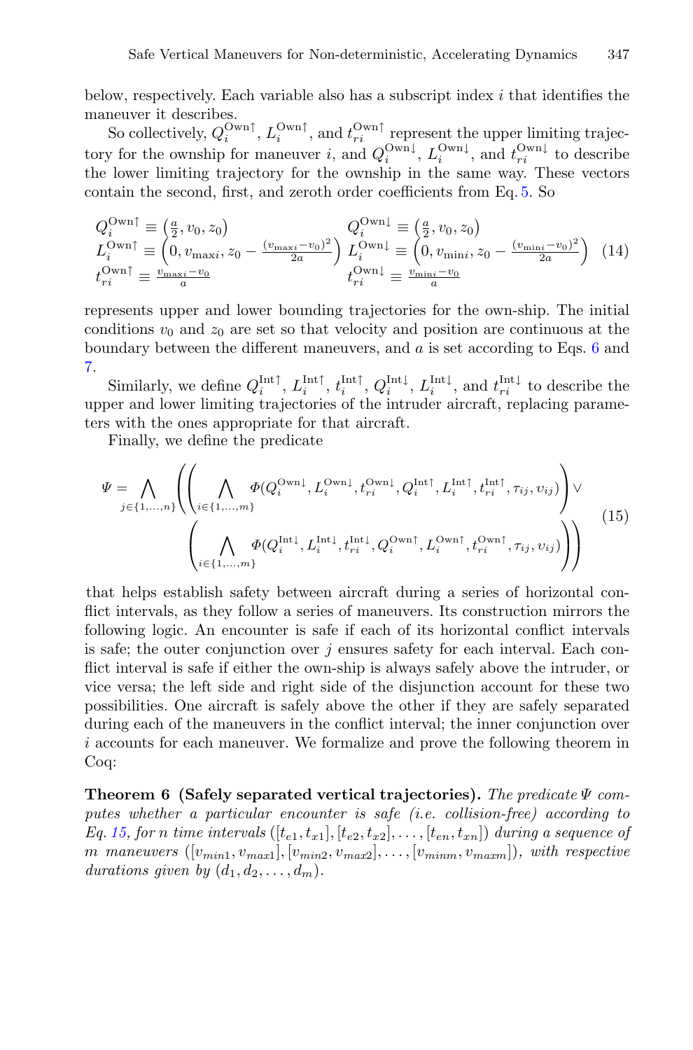below, respectively. Each variable also has a subscript index $i$ that identifies the maneuver it describes.

So collectively, $Q_i^{\text{Own}\uparrow}$, $L_i^{\text{Own}\uparrow}$, and $t_{ri}^{\text{Own}\uparrow}$ represent the upper limiting trajectory for the ownship for maneuver $i$, and $Q_i^{\text{Own}\downarrow}$, $L_i^{\text{Own}\downarrow}$, and $t_{ri}^{\text{Own}\downarrow}$ to describe the lower limiting trajectory for the ownship in the same way. These vectors contain the second, first, and zeroth order coefficients from Eq. 5. So

$$
\begin{array}{ll}
Q_i^{\text{Own}\uparrow} \equiv \left(\frac{a}{2}, v_0, z_0\right) & Q_i^{\text{Own}\downarrow} \equiv \left(\frac{a}{2}, v_0, z_0\right) \\
L_i^{\text{Own}\uparrow} \equiv \left(0, v_{\text{max}i}, z_0 - \frac{(v_{\text{max}i}-v_0)^2}{2a}\right) & L_i^{\text{Own}\downarrow} \equiv \left(0, v_{\text{min}i}, z_0 - \frac{(v_{\text{min}i}-v_0)^2}{2a}\right) \\
t_{ri}^{\text{Own}\uparrow} \equiv \frac{v_{\text{max}i}-v_0}{a} & t_{ri}^{\text{Own}\downarrow} \equiv \frac{v_{\text{min}i}-v_0}{a}
\end{array}
\tag{14}
$$

represents upper and lower bounding trajectories for the own-ship. The initial conditions $v_0$ and $z_0$ are set so that velocity and position are continuous at the boundary between the different maneuvers, and $a$ is set according to Eqs. 6 and 7.

Similarly, we define $Q_i^{\text{Int}\uparrow}$, $L_i^{\text{Int}\uparrow}$, $t_i^{\text{Int}\uparrow}$, $Q_i^{\text{Int}\downarrow}$, $L_i^{\text{Int}\downarrow}$, and $t_{ri}^{\text{Int}\downarrow}$ to describe the upper and lower limiting trajectories of the intruder aircraft, replacing parameters with the ones appropriate for that aircraft.

Finally, we define the predicate

$$
\begin{aligned}
\Psi = \bigwedge_{j\in\{1,\ldots,n\}} \Bigg( & \left( \bigwedge_{i\in\{1,\ldots,m\}} \Phi(Q_i^{\text{Own}\downarrow}, L_i^{\text{Own}\downarrow}, t_{ri}^{\text{Own}\downarrow}, Q_i^{\text{Int}\uparrow}, L_i^{\text{Int}\uparrow}, t_{ri}^{\text{Int}\uparrow}, \tau_{ij}, \upsilon_{ij}) \right) \vee \\
& \left( \bigwedge_{i\in\{1,\ldots,m\}} \Phi(Q_i^{\text{Int}\downarrow}, L_i^{\text{Int}\downarrow}, t_{ri}^{\text{Int}\downarrow}, Q_i^{\text{Own}\uparrow}, L_i^{\text{Own}\uparrow}, t_{ri}^{\text{Own}\uparrow}, \tau_{ij}, \upsilon_{ij}) \right) \Bigg)
\end{aligned}
\tag{15}
$$

that helps establish safety between aircraft during a series of horizontal conflict intervals, as they follow a series of maneuvers. Its construction mirrors the following logic. An encounter is safe if each of its horizontal conflict intervals is safe; the outer conjunction over $j$ ensures safety for each interval. Each conflict interval is safe if either the own-ship is always safely above the intruder, or vice versa; the left side and right side of the disjunction account for these two possibilities. One aircraft is safely above the other if they are safely separated during each of the maneuvers in the conflict interval; the inner conjunction over $i$ accounts for each maneuver. We formalize and prove the following theorem in Coq:

**Theorem 6 (Safely separated vertical trajectories).** *The predicate $\Psi$ computes whether a particular encounter is safe (i.e. collision-free) according to Eq. 15, for $n$ time intervals $([t_{e1}, t_{x1}], [t_{e2}, t_{x2}], \ldots, [t_{en}, t_{xn}])$ during a sequence of $m$ maneuvers $([v_{min1}, v_{max1}], [v_{min2}, v_{max2}], \ldots, [v_{minm}, v_{maxm}])$, with respective durations given by $(d_1, d_2, \ldots, d_m)$.*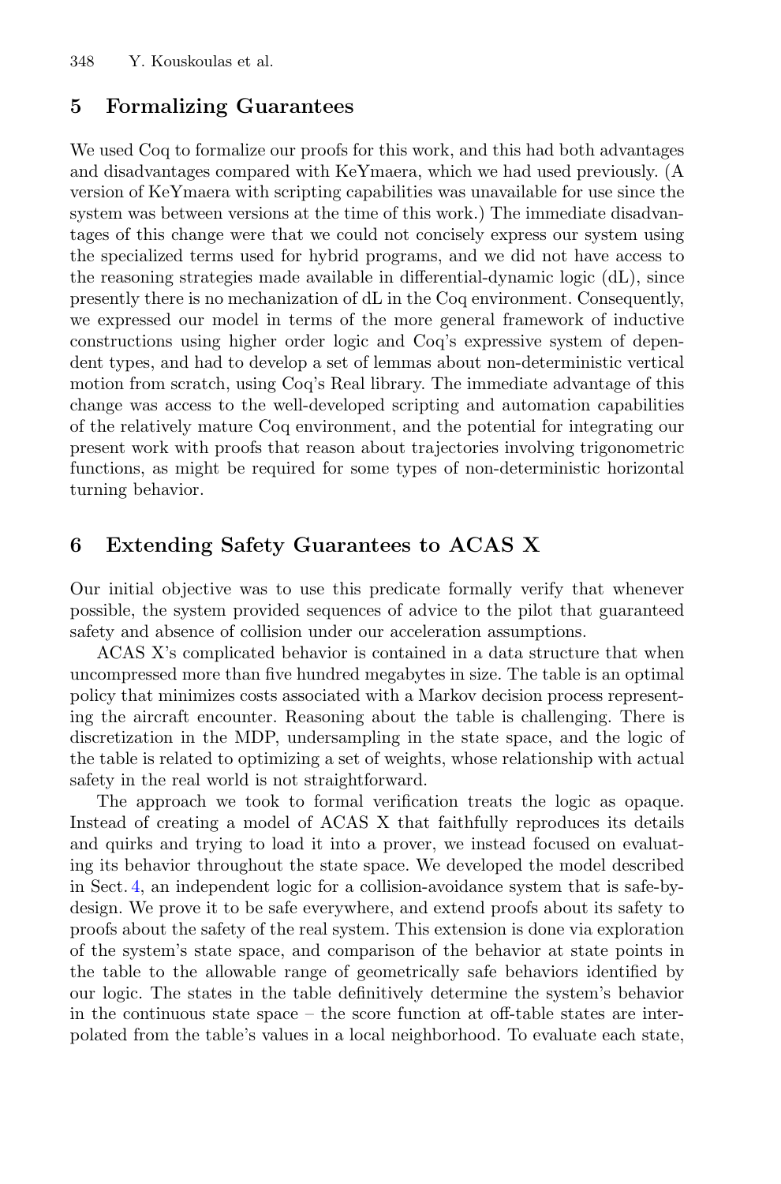## 5 Formalizing Guarantees

We used Coq to formalize our proofs for this work, and this had both advantages and disadvantages compared with KeYmaera, which we had used previously. (A version of KeYmaera with scripting capabilities was unavailable for use since the system was between versions at the time of this work.) The immediate disadvantages of this change were that we could not concisely express our system using the specialized terms used for hybrid programs, and we did not have access to the reasoning strategies made available in differential-dynamic logic (dL), since presently there is no mechanization of dL in the Coq environment. Consequently, we expressed our model in terms of the more general framework of inductive constructions using higher order logic and Coq's expressive system of dependent types, and had to develop a set of lemmas about non-deterministic vertical motion from scratch, using Coq's Real library. The immediate advantage of this change was access to the well-developed scripting and automation capabilities of the relatively mature Coq environment, and the potential for integrating our present work with proofs that reason about trajectories involving trigonometric functions, as might be required for some types of non-deterministic horizontal turning behavior.

## 6 Extending Safety Guarantees to ACAS X

Our initial objective was to use this predicate formally verify that whenever possible, the system provided sequences of advice to the pilot that guaranteed safety and absence of collision under our acceleration assumptions.

ACAS X's complicated behavior is contained in a data structure that when uncompressed more than five hundred megabytes in size. The table is an optimal policy that minimizes costs associated with a Markov decision process representing the aircraft encounter. Reasoning about the table is challenging. There is discretization in the MDP, undersampling in the state space, and the logic of the table is related to optimizing a set of weights, whose relationship with actual safety in the real world is not straightforward.

The approach we took to formal verification treats the logic as opaque. Instead of creating a model of ACAS X that faithfully reproduces its details and quirks and trying to load it into a prover, we instead focused on evaluating its behavior throughout the state space. We developed the model described in Sect. 4, an independent logic for a collision-avoidance system that is safe-by-design. We prove it to be safe everywhere, and extend proofs about its safety to proofs about the safety of the real system. This extension is done via exploration of the system's state space, and comparison of the behavior at state points in the table to the allowable range of geometrically safe behaviors identified by our logic. The states in the table definitively determine the system's behavior in the continuous state space – the score function at off-table states are interpolated from the table's values in a local neighborhood. To evaluate each state,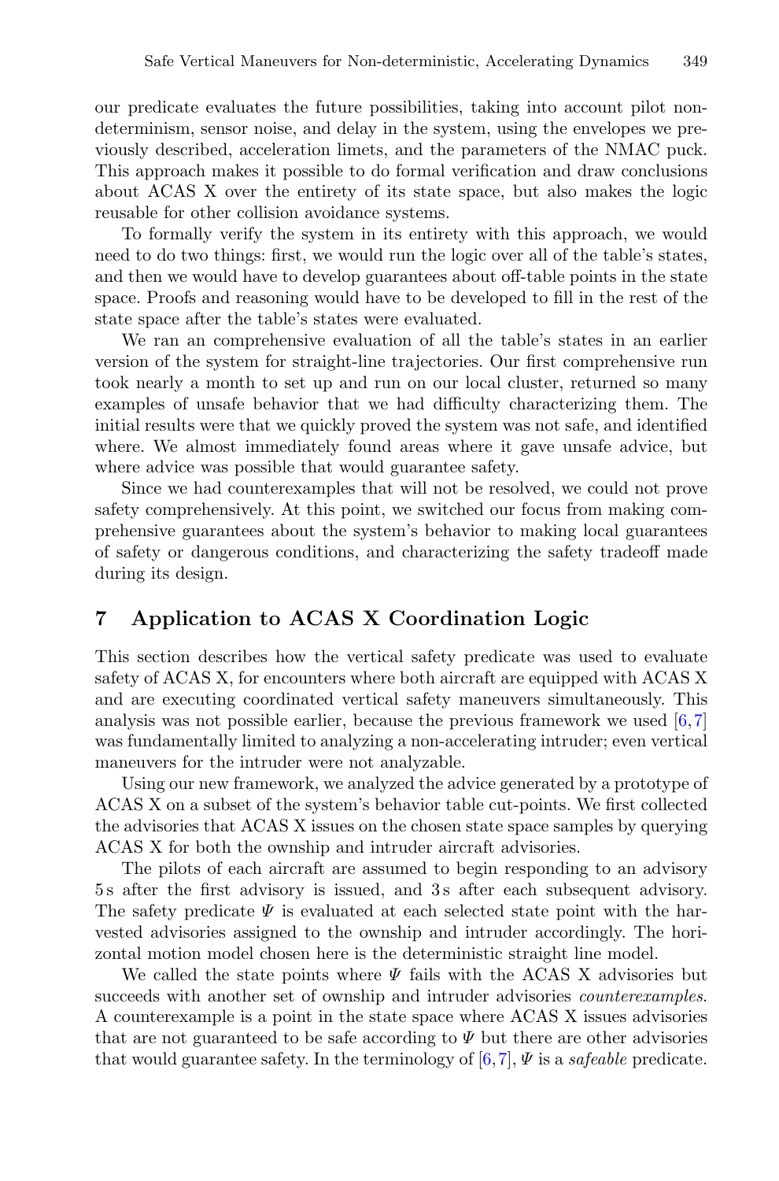our predicate evaluates the future possibilities, taking into account pilot non-determinism, sensor noise, and delay in the system, using the envelopes we previously described, acceleration limets, and the parameters of the NMAC puck. This approach makes it possible to do formal verification and draw conclusions about ACAS X over the entirety of its state space, but also makes the logic reusable for other collision avoidance systems.

To formally verify the system in its entirety with this approach, we would need to do two things: first, we would run the logic over all of the table's states, and then we would have to develop guarantees about off-table points in the state space. Proofs and reasoning would have to be developed to fill in the rest of the state space after the table's states were evaluated.

We ran an comprehensive evaluation of all the table's states in an earlier version of the system for straight-line trajectories. Our first comprehensive run took nearly a month to set up and run on our local cluster, returned so many examples of unsafe behavior that we had difficulty characterizing them. The initial results were that we quickly proved the system was not safe, and identified where. We almost immediately found areas where it gave unsafe advice, but where advice was possible that would guarantee safety.

Since we had counterexamples that will not be resolved, we could not prove safety comprehensively. At this point, we switched our focus from making comprehensive guarantees about the system's behavior to making local guarantees of safety or dangerous conditions, and characterizing the safety tradeoff made during its design.

## 7 Application to ACAS X Coordination Logic

This section describes how the vertical safety predicate was used to evaluate safety of ACAS X, for encounters where both aircraft are equipped with ACAS X and are executing coordinated vertical safety maneuvers simultaneously. This analysis was not possible earlier, because the previous framework we used [6,7] was fundamentally limited to analyzing a non-accelerating intruder; even vertical maneuvers for the intruder were not analyzable.

Using our new framework, we analyzed the advice generated by a prototype of ACAS X on a subset of the system's behavior table cut-points. We first collected the advisories that ACAS X issues on the chosen state space samples by querying ACAS X for both the ownship and intruder aircraft advisories.

The pilots of each aircraft are assumed to begin responding to an advisory 5 s after the first advisory is issued, and 3 s after each subsequent advisory. The safety predicate $\Psi$ is evaluated at each selected state point with the harvested advisories assigned to the ownship and intruder accordingly. The horizontal motion model chosen here is the deterministic straight line model.

We called the state points where $\Psi$ fails with the ACAS X advisories but succeeds with another set of ownship and intruder advisories *counterexamples*. A counterexample is a point in the state space where ACAS X issues advisories that are not guaranteed to be safe according to $\Psi$ but there are other advisories that would guarantee safety. In the terminology of [6,7], $\Psi$ is a *safeable* predicate.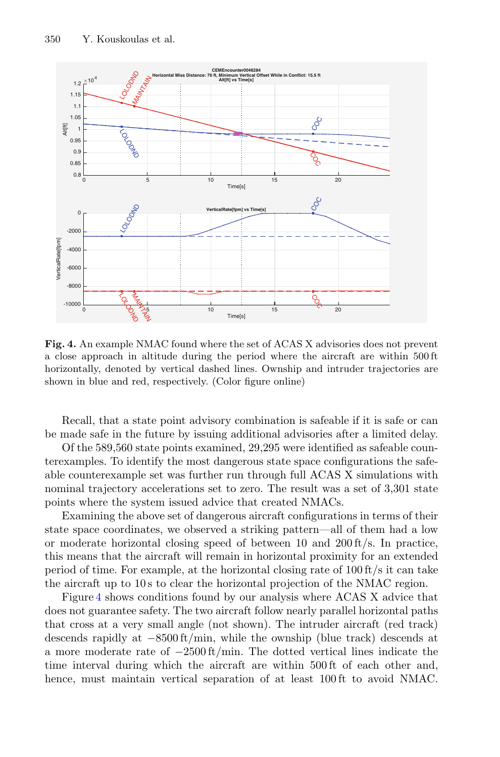**Fig. 4.** An example NMAC found where the set of ACAS X advisories does not prevent a close approach in altitude during the period where the aircraft are within 500 ft horizontally, denoted by vertical dashed lines. Ownship and intruder trajectories are shown in blue and red, respectively. (Color figure online)

Recall, that a state point advisory combination is safeable if it is safe or can be made safe in the future by issuing additional advisories after a limited delay.

Of the 589,560 state points examined, 29,295 were identified as safeable counterexamples. To identify the most dangerous state space configurations the safeable counterexample set was further run through full ACAS X simulations with nominal trajectory accelerations set to zero. The result was a set of 3,301 state points where the system issued advice that created NMACs.

Examining the above set of dangerous aircraft configurations in terms of their state space coordinates, we observed a striking pattern—all of them had a low or moderate horizontal closing speed of between 10 and 200 ft/s. In practice, this means that the aircraft will remain in horizontal proximity for an extended period of time. For example, at the horizontal closing rate of 100 ft/s it can take the aircraft up to 10 s to clear the horizontal projection of the NMAC region.

Figure 4 shows conditions found by our analysis where ACAS X advice that does not guarantee safety. The two aircraft follow nearly parallel horizontal paths that cross at a very small angle (not shown). The intruder aircraft (red track) descends rapidly at −8500 ft/min, while the ownship (blue track) descends at a more moderate rate of −2500 ft/min. The dotted vertical lines indicate the time interval during which the aircraft are within 500 ft of each other and, hence, must maintain vertical separation of at least 100 ft to avoid NMAC.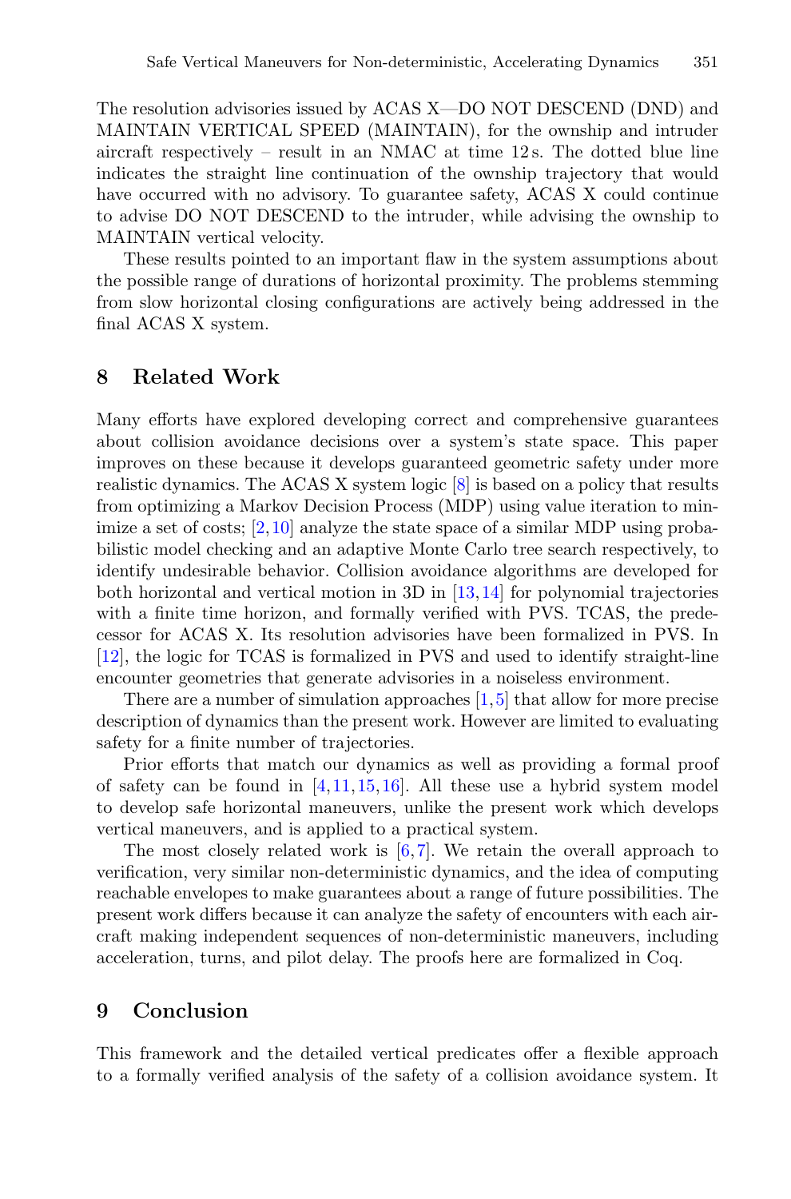The resolution advisories issued by ACAS X—DO NOT DESCEND (DND) and MAINTAIN VERTICAL SPEED (MAINTAIN), for the ownship and intruder aircraft respectively – result in an NMAC at time 12 s. The dotted blue line indicates the straight line continuation of the ownship trajectory that would have occurred with no advisory. To guarantee safety, ACAS X could continue to advise DO NOT DESCEND to the intruder, while advising the ownship to MAINTAIN vertical velocity.

These results pointed to an important flaw in the system assumptions about the possible range of durations of horizontal proximity. The problems stemming from slow horizontal closing configurations are actively being addressed in the final ACAS X system.

## 8 Related Work

Many efforts have explored developing correct and comprehensive guarantees about collision avoidance decisions over a system's state space. This paper improves on these because it develops guaranteed geometric safety under more realistic dynamics. The ACAS X system logic [8] is based on a policy that results from optimizing a Markov Decision Process (MDP) using value iteration to minimize a set of costs; [2,10] analyze the state space of a similar MDP using probabilistic model checking and an adaptive Monte Carlo tree search respectively, to identify undesirable behavior. Collision avoidance algorithms are developed for both horizontal and vertical motion in 3D in [13,14] for polynomial trajectories with a finite time horizon, and formally verified with PVS. TCAS, the predecessor for ACAS X. Its resolution advisories have been formalized in PVS. In [12], the logic for TCAS is formalized in PVS and used to identify straight-line encounter geometries that generate advisories in a noiseless environment.

There are a number of simulation approaches [1,5] that allow for more precise description of dynamics than the present work. However are limited to evaluating safety for a finite number of trajectories.

Prior efforts that match our dynamics as well as providing a formal proof of safety can be found in [4,11,15,16]. All these use a hybrid system model to develop safe horizontal maneuvers, unlike the present work which develops vertical maneuvers, and is applied to a practical system.

The most closely related work is [6,7]. We retain the overall approach to verification, very similar non-deterministic dynamics, and the idea of computing reachable envelopes to make guarantees about a range of future possibilities. The present work differs because it can analyze the safety of encounters with each aircraft making independent sequences of non-deterministic maneuvers, including acceleration, turns, and pilot delay. The proofs here are formalized in Coq.

## 9 Conclusion

This framework and the detailed vertical predicates offer a flexible approach to a formally verified analysis of the safety of a collision avoidance system. It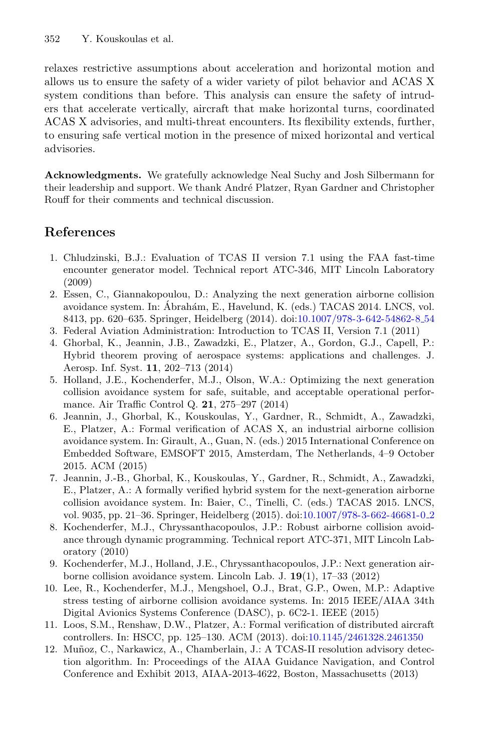relaxes restrictive assumptions about acceleration and horizontal motion and allows us to ensure the safety of a wider variety of pilot behavior and ACAS X system conditions than before. This analysis can ensure the safety of intruders that accelerate vertically, aircraft that make horizontal turns, coordinated ACAS X advisories, and multi-threat encounters. Its flexibility extends, further, to ensuring safe vertical motion in the presence of mixed horizontal and vertical advisories.

**Acknowledgments.** We gratefully acknowledge Neal Suchy and Josh Silbermann for their leadership and support. We thank André Platzer, Ryan Gardner and Christopher Rouff for their comments and technical discussion.

## References

1. Chludzinski, B.J.: Evaluation of TCAS II version 7.1 using the FAA fast-time encounter generator model. Technical report ATC-346, MIT Lincoln Laboratory (2009)
2. Essen, C., Giannakopoulou, D.: Analyzing the next generation airborne collision avoidance system. In: Ábrahám, E., Havelund, K. (eds.) TACAS 2014. LNCS, vol. 8413, pp. 620–635. Springer, Heidelberg (2014). doi:10.1007/978-3-642-54862-8_54
3. Federal Aviation Administration: Introduction to TCAS II, Version 7.1 (2011)
4. Ghorbal, K., Jeannin, J.B., Zawadzki, E., Platzer, A., Gordon, G.J., Capell, P.: Hybrid theorem proving of aerospace systems: applications and challenges. J. Aerosp. Inf. Syst. **11**, 202–713 (2014)
5. Holland, J.E., Kochenderfer, M.J., Olson, W.A.: Optimizing the next generation collision avoidance system for safe, suitable, and acceptable operational performance. Air Traffic Control Q. **21**, 275–297 (2014)
6. Jeannin, J., Ghorbal, K., Kouskoulas, Y., Gardner, R., Schmidt, A., Zawadzki, E., Platzer, A.: Formal verification of ACAS X, an industrial airborne collision avoidance system. In: Girault, A., Guan, N. (eds.) 2015 International Conference on Embedded Software, EMSOFT 2015, Amsterdam, The Netherlands, 4–9 October 2015. ACM (2015)
7. Jeannin, J.-B., Ghorbal, K., Kouskoulas, Y., Gardner, R., Schmidt, A., Zawadzki, E., Platzer, A.: A formally verified hybrid system for the next-generation airborne collision avoidance system. In: Baier, C., Tinelli, C. (eds.) TACAS 2015. LNCS, vol. 9035, pp. 21–36. Springer, Heidelberg (2015). doi:10.1007/978-3-662-46681-0_2
8. Kochenderfer, M.J., Chryssanthacopoulos, J.P.: Robust airborne collision avoidance through dynamic programming. Technical report ATC-371, MIT Lincoln Laboratory (2010)
9. Kochenderfer, M.J., Holland, J.E., Chryssanthacopoulos, J.P.: Next generation airborne collision avoidance system. Lincoln Lab. J. **19**(1), 17–33 (2012)
10. Lee, R., Kochenderfer, M.J., Mengshoel, O.J., Brat, G.P., Owen, M.P.: Adaptive stress testing of airborne collision avoidance systems. In: 2015 IEEE/AIAA 34th Digital Avionics Systems Conference (DASC), p. 6C2-1. IEEE (2015)
11. Loos, S.M., Renshaw, D.W., Platzer, A.: Formal verification of distributed aircraft controllers. In: HSCC, pp. 125–130. ACM (2013). doi:10.1145/2461328.2461350
12. Muñoz, C., Narkawicz, A., Chamberlain, J.: A TCAS-II resolution advisory detection algorithm. In: Proceedings of the AIAA Guidance Navigation, and Control Conference and Exhibit 2013, AIAA-2013-4622, Boston, Massachusetts (2013)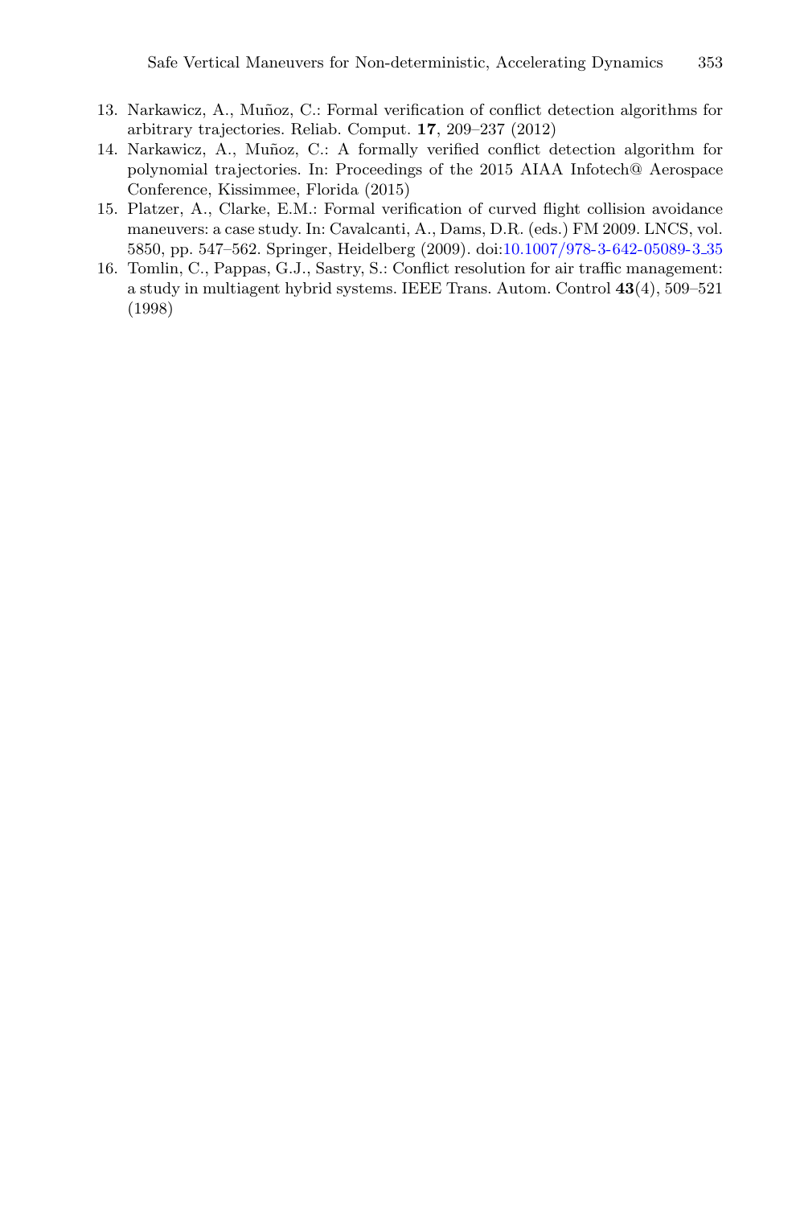13. Narkawicz, A., Muñoz, C.: Formal verification of conflict detection algorithms for arbitrary trajectories. Reliab. Comput. **17**, 209–237 (2012)
14. Narkawicz, A., Muñoz, C.: A formally verified conflict detection algorithm for polynomial trajectories. In: Proceedings of the 2015 AIAA Infotech@ Aerospace Conference, Kissimmee, Florida (2015)
15. Platzer, A., Clarke, E.M.: Formal verification of curved flight collision avoidance maneuvers: a case study. In: Cavalcanti, A., Dams, D.R. (eds.) FM 2009. LNCS, vol. 5850, pp. 547–562. Springer, Heidelberg (2009). doi:10.1007/978-3-642-05089-3_35
16. Tomlin, C., Pappas, G.J., Sastry, S.: Conflict resolution for air traffic management: a study in multiagent hybrid systems. IEEE Trans. Autom. Control **43**(4), 509–521 (1998)